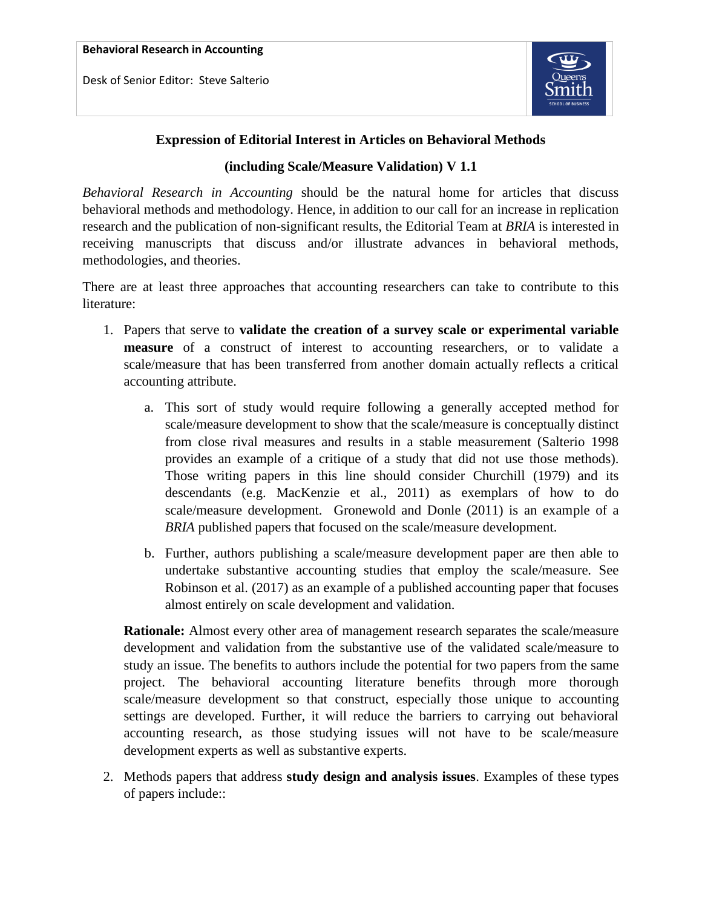**Behavioral Research in Accounting**

Desk of Senior Editor: Steve Salterio

## Expression of Editorial Interest in Articles on Behavioral Methods

## (including Scale/Measure Validation) V 1.1

*Behavioral Research in Accounting* should be the natural home for articles that discuss behavioral methods and methodology. Hence, in addition to our call for an increase in replication research and the publication of non-significant results, the Editorial Team at *BRIA* is interested in receiving manuscripts that discuss and/or illustrate advances in behavioral methods, methodologies, and theories.

There are at least three approaches that accounting researchers can take to contribute to this literature:

1. Papers that serve to **validate the creation of a survey scale or experimental variable measure** of a construct of interest to accounting researchers, or to validate a scale/measure that has been transferred from another domain actually reflects a critical accounting attribute.

    a. This sort of study would require following a generally accepted method for scale/measure development to show that the scale/measure is conceptually distinct from close rival measures and results in a stable measurement (Salterio 1998 provides an example of a critique of a study that did not use those methods). Those writing papers in this line should consider Churchill (1979) and its descendants (e.g. MacKenzie et al., 2011) as exemplars of how to do scale/measure development. Gronewold and Donle (2011) is an example of a *BRIA* published papers that focused on the scale/measure development.

    b. Further, authors publishing a scale/measure development paper are then able to undertake substantive accounting studies that employ the scale/measure. See Robinson et al. (2017) as an example of a published accounting paper that focuses almost entirely on scale development and validation.

    **Rationale:** Almost every other area of management research separates the scale/measure development and validation from the substantive use of the validated scale/measure to study an issue. The benefits to authors include the potential for two papers from the same project. The behavioral accounting literature benefits through more thorough scale/measure development so that construct, especially those unique to accounting settings are developed. Further, it will reduce the barriers to carrying out behavioral accounting research, as those studying issues will not have to be scale/measure development experts as well as substantive experts.

2. Methods papers that address **study design and analysis issues**. Examples of these types of papers include::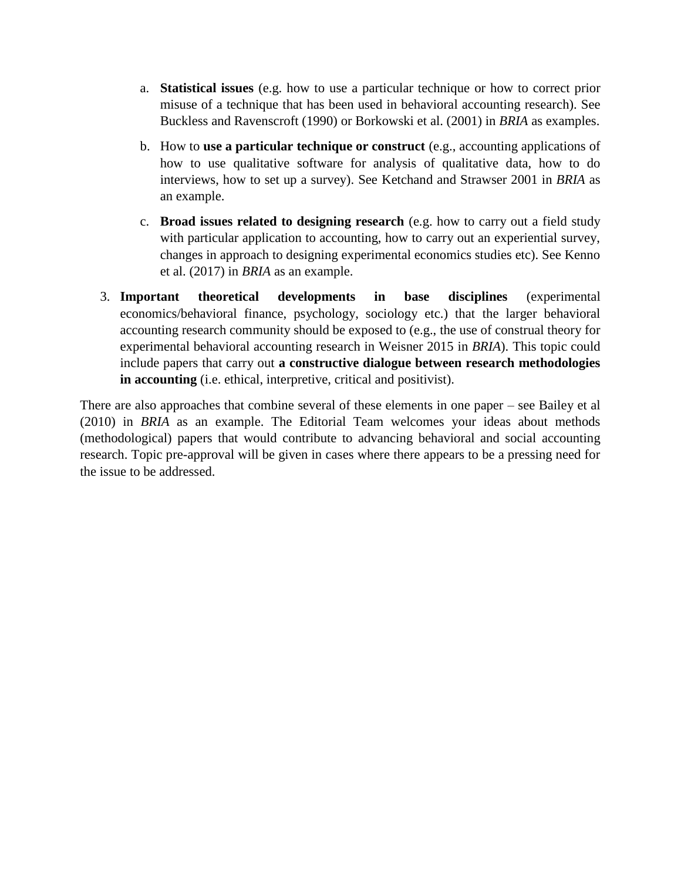a. **Statistical issues** (e.g. how to use a particular technique or how to correct prior misuse of a technique that has been used in behavioral accounting research). See Buckless and Ravenscroft (1990) or Borkowski et al. (2001) in *BRIA* as examples.

   b. How to **use a particular technique or construct** (e.g., accounting applications of how to use qualitative software for analysis of qualitative data, how to do interviews, how to set up a survey). See Ketchand and Strawser 2001 in *BRIA* as an example.

   c. **Broad issues related to designing research** (e.g. how to carry out a field study with particular application to accounting, how to carry out an experiential survey, changes in approach to designing experimental economics studies etc). See Kenno et al. (2017) in *BRIA* as an example.

3. **Important theoretical developments in base disciplines** (experimental economics/behavioral finance, psychology, sociology etc.) that the larger behavioral accounting research community should be exposed to (e.g., the use of construal theory for experimental behavioral accounting research in Weisner 2015 in *BRIA*). This topic could include papers that carry out **a constructive dialogue between research methodologies in accounting** (i.e. ethical, interpretive, critical and positivist).

There are also approaches that combine several of these elements in one paper – see Bailey et al (2010) in *BRIA* as an example. The Editorial Team welcomes your ideas about methods (methodological) papers that would contribute to advancing behavioral and social accounting research. Topic pre-approval will be given in cases where there appears to be a pressing need for the issue to be addressed.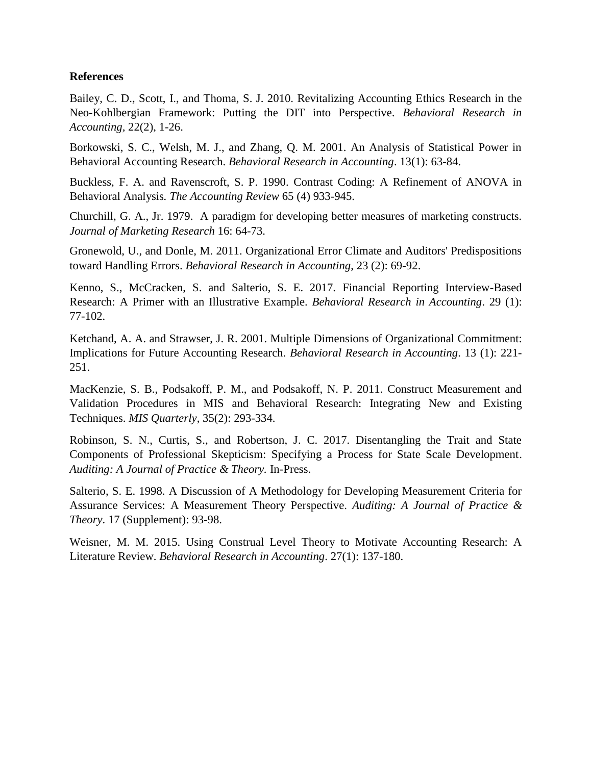**References**

Bailey, C. D., Scott, I., and Thoma, S. J. 2010. Revitalizing Accounting Ethics Research in the Neo-Kohlbergian Framework: Putting the DIT into Perspective. *Behavioral Research in Accounting*, 22(2), 1-26.

Borkowski, S. C., Welsh, M. J., and Zhang, Q. M. 2001. An Analysis of Statistical Power in Behavioral Accounting Research. *Behavioral Research in Accounting*. 13(1): 63-84.

Buckless, F. A. and Ravenscroft, S. P. 1990. Contrast Coding: A Refinement of ANOVA in Behavioral Analysis. *The Accounting Review* 65 (4) 933-945.

Churchill, G. A., Jr. 1979. A paradigm for developing better measures of marketing constructs. *Journal of Marketing Research* 16: 64-73.

Gronewold, U., and Donle, M. 2011. Organizational Error Climate and Auditors' Predispositions toward Handling Errors. *Behavioral Research in Accounting*, 23 (2): 69-92.

Kenno, S., McCracken, S. and Salterio, S. E. 2017. Financial Reporting Interview-Based Research: A Primer with an Illustrative Example. *Behavioral Research in Accounting*. 29 (1): 77-102.

Ketchand, A. A. and Strawser, J. R. 2001. Multiple Dimensions of Organizational Commitment: Implications for Future Accounting Research. *Behavioral Research in Accounting*. 13 (1): 221-251.

MacKenzie, S. B., Podsakoff, P. M., and Podsakoff, N. P. 2011. Construct Measurement and Validation Procedures in MIS and Behavioral Research: Integrating New and Existing Techniques. *MIS Quarterly*, 35(2): 293-334.

Robinson, S. N., Curtis, S., and Robertson, J. C. 2017. Disentangling the Trait and State Components of Professional Skepticism: Specifying a Process for State Scale Development. *Auditing: A Journal of Practice & Theory.* In-Press.

Salterio, S. E. 1998. A Discussion of A Methodology for Developing Measurement Criteria for Assurance Services: A Measurement Theory Perspective. *Auditing: A Journal of Practice & Theory*. 17 (Supplement): 93-98.

Weisner, M. M. 2015. Using Construal Level Theory to Motivate Accounting Research: A Literature Review. *Behavioral Research in Accounting*. 27(1): 137-180.